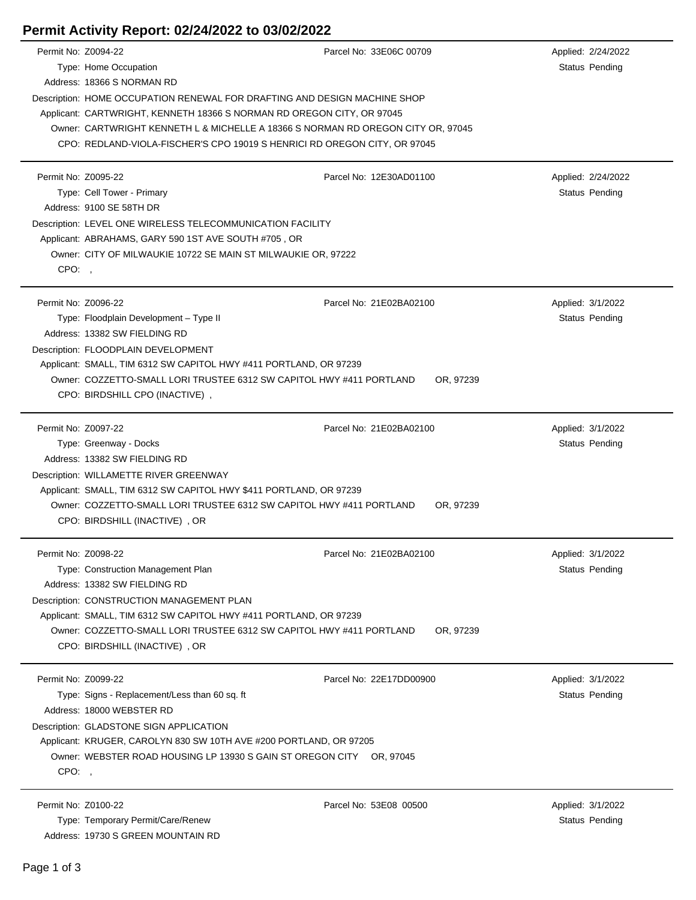# Permit Activity Report: 02/24/2022 to 03/02/2022

Permit No: Z0094-22 | Parcel No: 33E06C 00709 | Applied: 2/24/2022
Type: Home Occupation | Status Pending
Address: 18366 S NORMAN RD
Description: HOME OCCUPATION RENEWAL FOR DRAFTING AND DESIGN MACHINE SHOP
Applicant: CARTWRIGHT, KENNETH 18366 S NORMAN RD OREGON CITY, OR 97045
Owner: CARTWRIGHT KENNETH L & MICHELLE A 18366 S NORMAN RD OREGON CITY OR, 97045
CPO: REDLAND-VIOLA-FISCHER'S CPO 19019 S HENRICI RD OREGON CITY, OR 97045

---

Permit No: Z0095-22 | Parcel No: 12E30AD01100 | Applied: 2/24/2022
Type: Cell Tower - Primary | Status Pending
Address: 9100 SE 58TH DR
Description: LEVEL ONE WIRELESS TELECOMMUNICATION FACILITY
Applicant: ABRAHAMS, GARY 590 1ST AVE SOUTH #705 , OR
Owner: CITY OF MILWAUKIE 10722 SE MAIN ST MILWAUKIE OR, 97222
CPO: ,

---

Permit No: Z0096-22 | Parcel No: 21E02BA02100 | Applied: 3/1/2022
Type: Floodplain Development – Type II | Status Pending
Address: 13382 SW FIELDING RD
Description: FLOODPLAIN DEVELOPMENT
Applicant: SMALL, TIM 6312 SW CAPITOL HWY #411 PORTLAND, OR 97239
Owner: COZZETTO-SMALL LORI TRUSTEE 6312 SW CAPITOL HWY #411 PORTLAND OR, 97239
CPO: BIRDSHILL CPO (INACTIVE) ,

---

Permit No: Z0097-22 | Parcel No: 21E02BA02100 | Applied: 3/1/2022
Type: Greenway - Docks | Status Pending
Address: 13382 SW FIELDING RD
Description: WILLAMETTE RIVER GREENWAY
Applicant: SMALL, TIM 6312 SW CAPITOL HWY $411 PORTLAND, OR 97239
Owner: COZZETTO-SMALL LORI TRUSTEE 6312 SW CAPITOL HWY #411 PORTLAND OR, 97239
CPO: BIRDSHILL (INACTIVE) , OR

---

Permit No: Z0098-22 | Parcel No: 21E02BA02100 | Applied: 3/1/2022
Type: Construction Management Plan | Status Pending
Address: 13382 SW FIELDING RD
Description: CONSTRUCTION MANAGEMENT PLAN
Applicant: SMALL, TIM 6312 SW CAPITOL HWY #411 PORTLAND, OR 97239
Owner: COZZETTO-SMALL LORI TRUSTEE 6312 SW CAPITOL HWY #411 PORTLAND OR, 97239
CPO: BIRDSHILL (INACTIVE) , OR

---

Permit No: Z0099-22 | Parcel No: 22E17DD00900 | Applied: 3/1/2022
Type: Signs - Replacement/Less than 60 sq. ft | Status Pending
Address: 18000 WEBSTER RD
Description: GLADSTONE SIGN APPLICATION
Applicant: KRUGER, CAROLYN 830 SW 10TH AVE #200 PORTLAND, OR 97205
Owner: WEBSTER ROAD HOUSING LP 13930 S GAIN ST OREGON CITY OR, 97045
CPO: ,

---

Permit No: Z0100-22 | Parcel No: 53E08 00500 | Applied: 3/1/2022
Type: Temporary Permit/Care/Renew | Status Pending
Address: 19730 S GREEN MOUNTAIN RD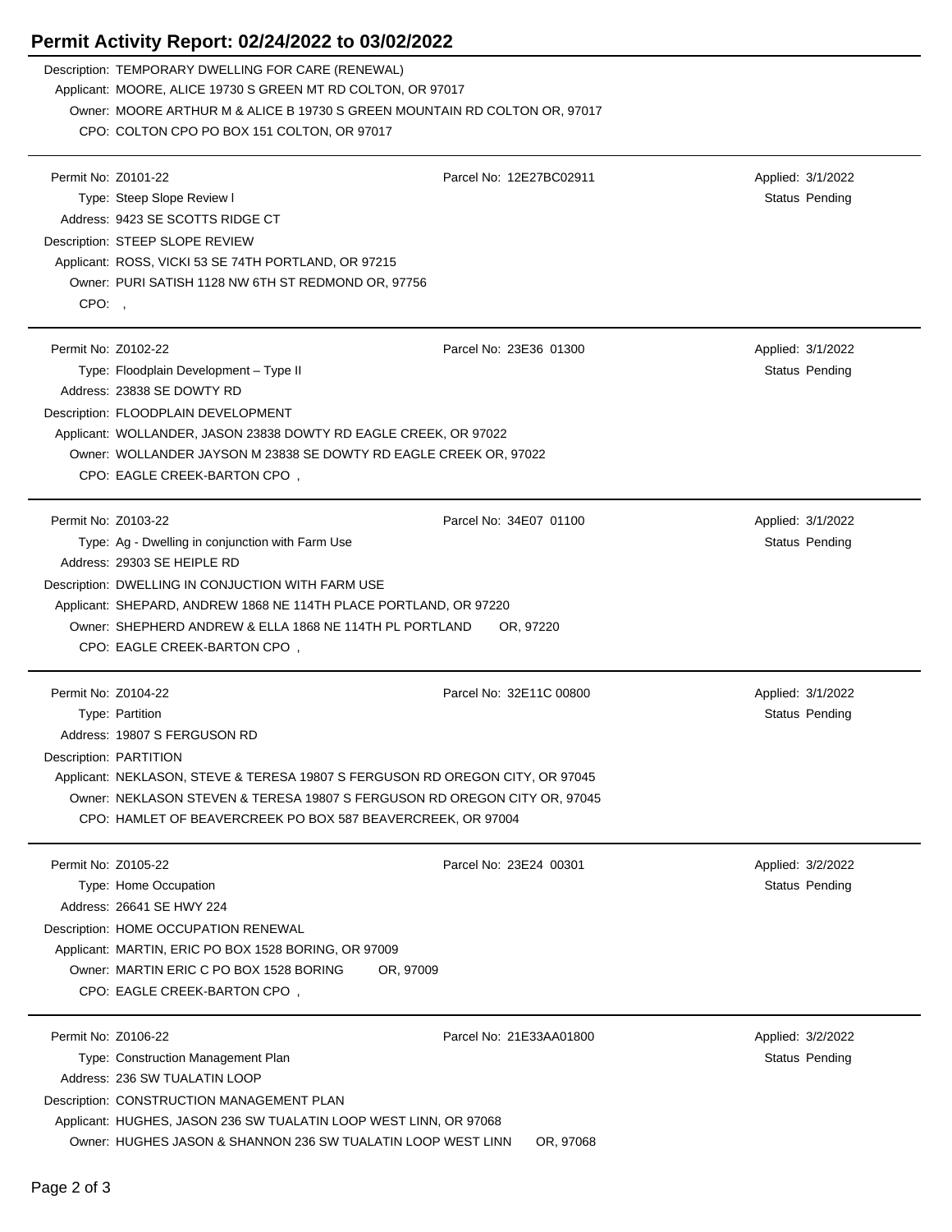# Permit Activity Report: 02/24/2022 to 03/02/2022

Description: TEMPORARY DWELLING FOR CARE (RENEWAL)
Applicant: MOORE, ALICE 19730 S GREEN MT RD COLTON, OR 97017
Owner: MOORE ARTHUR M & ALICE B 19730 S GREEN MOUNTAIN RD COLTON OR, 97017
CPO: COLTON CPO PO BOX 151 COLTON, OR 97017

---

Permit No: Z0101-22 | Parcel No: 12E27BC02911 | Applied: 3/1/2022
Type: Steep Slope Review I | Status Pending
Address: 9423 SE SCOTTS RIDGE CT
Description: STEEP SLOPE REVIEW
Applicant: ROSS, VICKI 53 SE 74TH PORTLAND, OR 97215
Owner: PURI SATISH 1128 NW 6TH ST REDMOND OR, 97756
CPO: ,

---

Permit No: Z0102-22 | Parcel No: 23E36 01300 | Applied: 3/1/2022
Type: Floodplain Development – Type II | Status Pending
Address: 23838 SE DOWTY RD
Description: FLOODPLAIN DEVELOPMENT
Applicant: WOLLANDER, JASON 23838 DOWTY RD EAGLE CREEK, OR 97022
Owner: WOLLANDER JAYSON M 23838 SE DOWTY RD EAGLE CREEK OR, 97022
CPO: EAGLE CREEK-BARTON CPO ,

---

Permit No: Z0103-22 | Parcel No: 34E07 01100 | Applied: 3/1/2022
Type: Ag - Dwelling in conjunction with Farm Use | Status Pending
Address: 29303 SE HEIPLE RD
Description: DWELLING IN CONJUCTION WITH FARM USE
Applicant: SHEPARD, ANDREW 1868 NE 114TH PLACE PORTLAND, OR 97220
Owner: SHEPHERD ANDREW & ELLA 1868 NE 114TH PL PORTLAND OR, 97220
CPO: EAGLE CREEK-BARTON CPO ,

---

Permit No: Z0104-22 | Parcel No: 32E11C 00800 | Applied: 3/1/2022
Type: Partition | Status Pending
Address: 19807 S FERGUSON RD
Description: PARTITION
Applicant: NEKLASON, STEVE & TERESA 19807 S FERGUSON RD OREGON CITY, OR 97045
Owner: NEKLASON STEVEN & TERESA 19807 S FERGUSON RD OREGON CITY OR, 97045
CPO: HAMLET OF BEAVERCREEK PO BOX 587 BEAVERCREEK, OR 97004

---

Permit No: Z0105-22 | Parcel No: 23E24 00301 | Applied: 3/2/2022
Type: Home Occupation | Status Pending
Address: 26641 SE HWY 224
Description: HOME OCCUPATION RENEWAL
Applicant: MARTIN, ERIC PO BOX 1528 BORING, OR 97009
Owner: MARTIN ERIC C PO BOX 1528 BORING OR, 97009
CPO: EAGLE CREEK-BARTON CPO ,

---

Permit No: Z0106-22 | Parcel No: 21E33AA01800 | Applied: 3/2/2022
Type: Construction Management Plan | Status Pending
Address: 236 SW TUALATIN LOOP
Description: CONSTRUCTION MANAGEMENT PLAN
Applicant: HUGHES, JASON 236 SW TUALATIN LOOP WEST LINN, OR 97068
Owner: HUGHES JASON & SHANNON 236 SW TUALATIN LOOP WEST LINN OR, 97068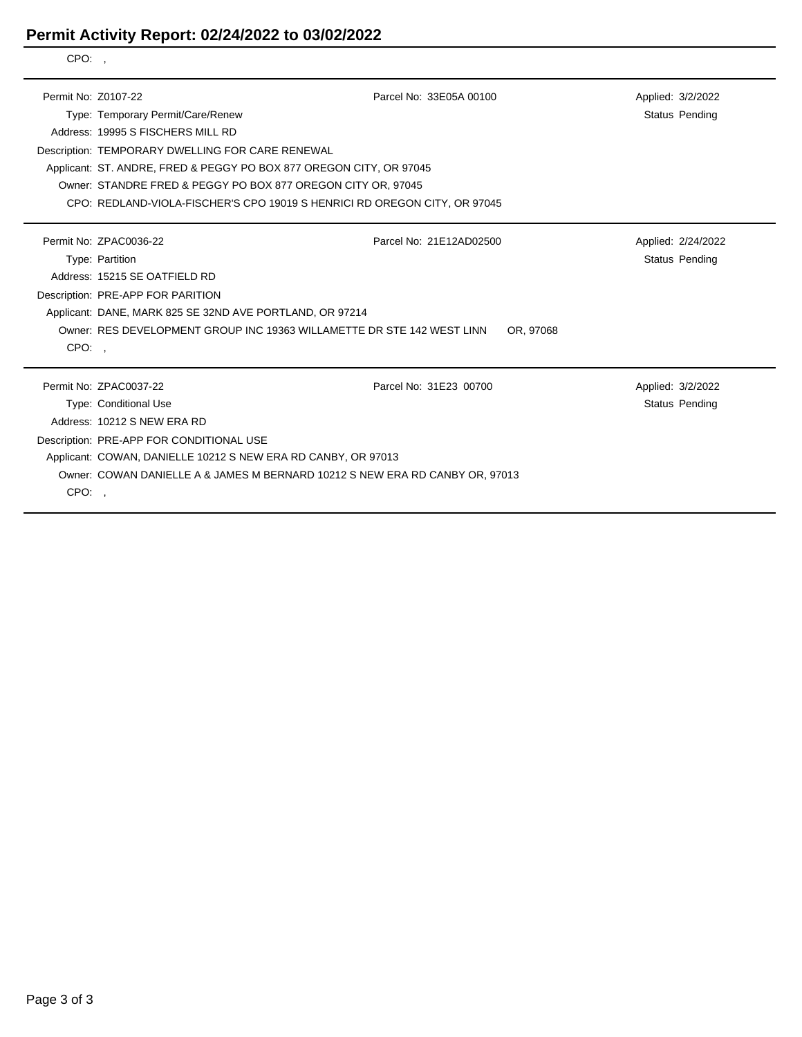## Permit Activity Report: 02/24/2022 to 03/02/2022

CPO: ,

---

Permit No: Z0107-22
Parcel No: 33E05A 00100
Applied: 3/2/2022
Type: Temporary Permit/Care/Renew
Status Pending
Address: 19995 S FISCHERS MILL RD
Description: TEMPORARY DWELLING FOR CARE RENEWAL
Applicant: ST. ANDRE, FRED & PEGGY PO BOX 877 OREGON CITY, OR 97045
Owner: STANDRE FRED & PEGGY PO BOX 877 OREGON CITY OR, 97045
CPO: REDLAND-VIOLA-FISCHER'S CPO 19019 S HENRICI RD OREGON CITY, OR 97045

---

Permit No: ZPAC0036-22
Parcel No: 21E12AD02500
Applied: 2/24/2022
Type: Partition
Status Pending
Address: 15215 SE OATFIELD RD
Description: PRE-APP FOR PARITION
Applicant: DANE, MARK 825 SE 32ND AVE PORTLAND, OR 97214
Owner: RES DEVELOPMENT GROUP INC 19363 WILLAMETTE DR STE 142 WEST LINN OR, 97068
CPO: ,

---

Permit No: ZPAC0037-22
Parcel No: 31E23 00700
Applied: 3/2/2022
Type: Conditional Use
Status Pending
Address: 10212 S NEW ERA RD
Description: PRE-APP FOR CONDITIONAL USE
Applicant: COWAN, DANIELLE 10212 S NEW ERA RD CANBY, OR 97013
Owner: COWAN DANIELLE A & JAMES M BERNARD 10212 S NEW ERA RD CANBY OR, 97013
CPO: ,